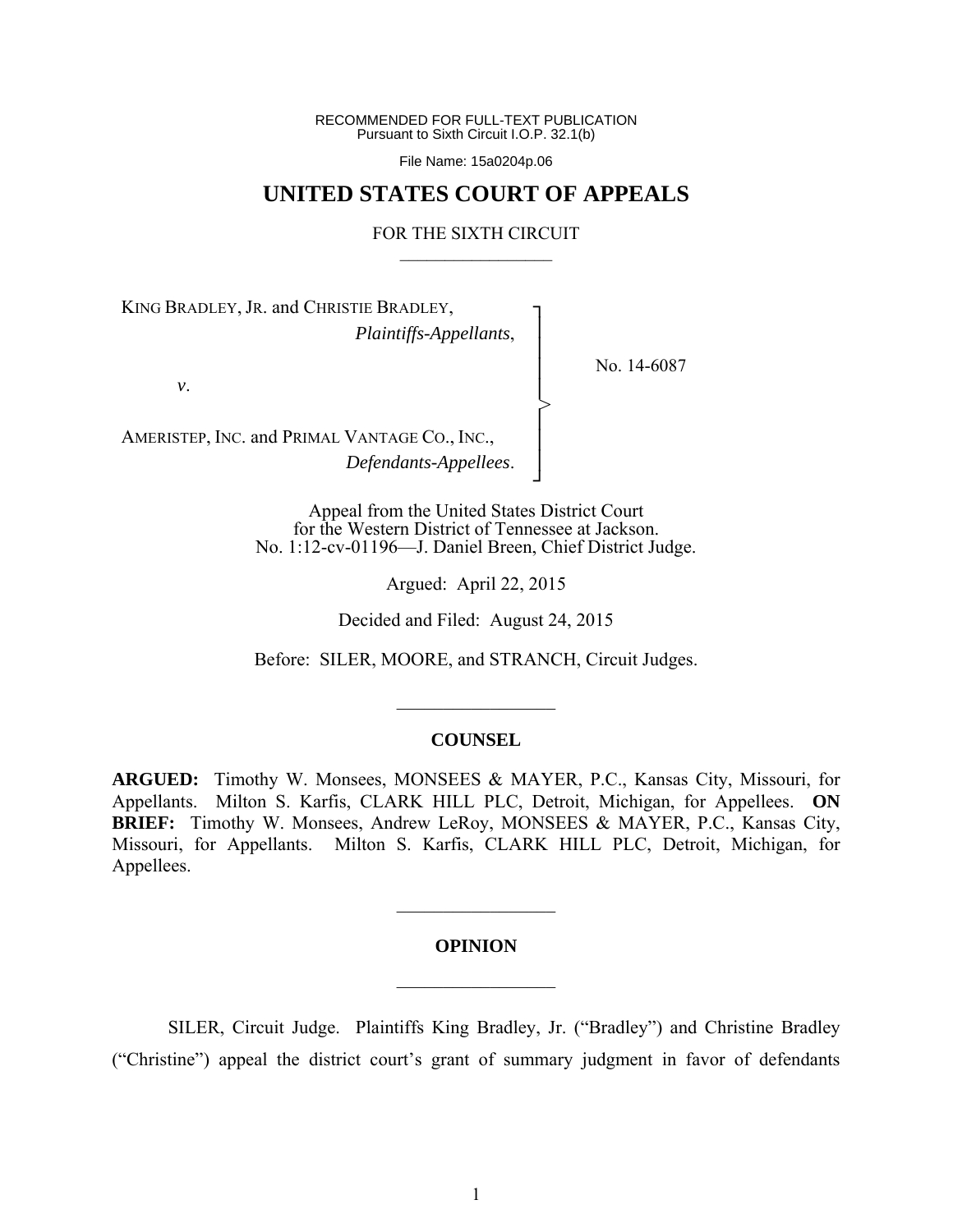RECOMMENDED FOR FULL-TEXT PUBLICATION
Pursuant to Sixth Circuit I.O.P. 32.1(b)

File Name: 15a0204p.06

# UNITED STATES COURT OF APPEALS

FOR THE SIXTH CIRCUIT

KING BRADLEY, JR. and CHRISTIE BRADLEY,
*Plaintiffs-Appellants*,

*v*.

AMERISTEP, INC. and PRIMAL VANTAGE CO., INC.,
*Defendants-Appellees*.

No. 14-6087

Appeal from the United States District Court
for the Western District of Tennessee at Jackson.
No. 1:12-cv-01196—J. Daniel Breen, Chief District Judge.

Argued: April 22, 2015

Decided and Filed: August 24, 2015

Before: SILER, MOORE, and STRANCH, Circuit Judges.

## COUNSEL

**ARGUED:** Timothy W. Monsees, MONSEES & MAYER, P.C., Kansas City, Missouri, for Appellants. Milton S. Karfis, CLARK HILL PLC, Detroit, Michigan, for Appellees. **ON BRIEF:** Timothy W. Monsees, Andrew LeRoy, MONSEES & MAYER, P.C., Kansas City, Missouri, for Appellants. Milton S. Karfis, CLARK HILL PLC, Detroit, Michigan, for Appellees.

## OPINION

SILER, Circuit Judge. Plaintiffs King Bradley, Jr. ("Bradley") and Christine Bradley ("Christine") appeal the district court's grant of summary judgment in favor of defendants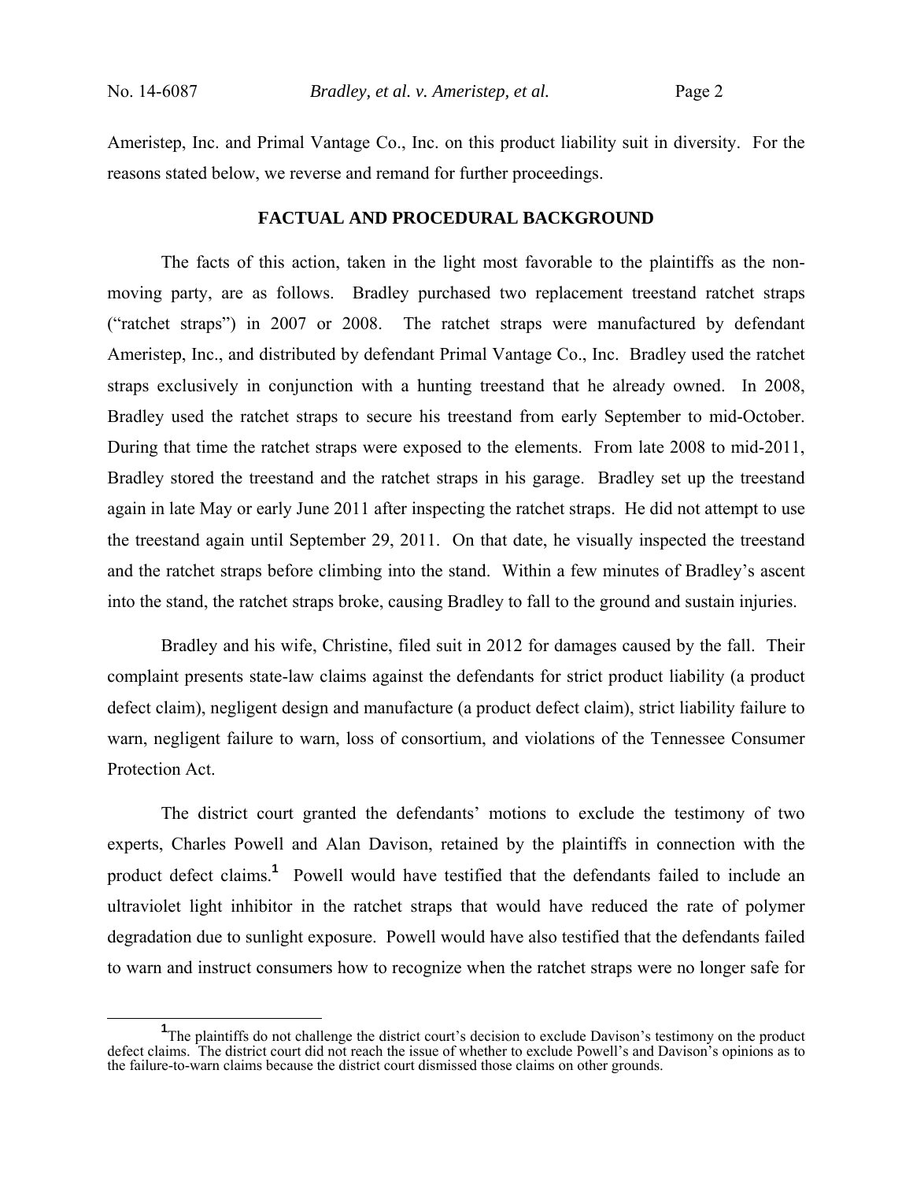Ameristep, Inc. and Primal Vantage Co., Inc. on this product liability suit in diversity. For the reasons stated below, we reverse and remand for further proceedings.

## FACTUAL AND PROCEDURAL BACKGROUND

The facts of this action, taken in the light most favorable to the plaintiffs as the non-moving party, are as follows. Bradley purchased two replacement treestand ratchet straps ("ratchet straps") in 2007 or 2008. The ratchet straps were manufactured by defendant Ameristep, Inc., and distributed by defendant Primal Vantage Co., Inc. Bradley used the ratchet straps exclusively in conjunction with a hunting treestand that he already owned. In 2008, Bradley used the ratchet straps to secure his treestand from early September to mid-October. During that time the ratchet straps were exposed to the elements. From late 2008 to mid-2011, Bradley stored the treestand and the ratchet straps in his garage. Bradley set up the treestand again in late May or early June 2011 after inspecting the ratchet straps. He did not attempt to use the treestand again until September 29, 2011. On that date, he visually inspected the treestand and the ratchet straps before climbing into the stand. Within a few minutes of Bradley's ascent into the stand, the ratchet straps broke, causing Bradley to fall to the ground and sustain injuries.

Bradley and his wife, Christine, filed suit in 2012 for damages caused by the fall. Their complaint presents state-law claims against the defendants for strict product liability (a product defect claim), negligent design and manufacture (a product defect claim), strict liability failure to warn, negligent failure to warn, loss of consortium, and violations of the Tennessee Consumer Protection Act.

The district court granted the defendants' motions to exclude the testimony of two experts, Charles Powell and Alan Davison, retained by the plaintiffs in connection with the product defect claims.[1] Powell would have testified that the defendants failed to include an ultraviolet light inhibitor in the ratchet straps that would have reduced the rate of polymer degradation due to sunlight exposure. Powell would have also testified that the defendants failed to warn and instruct consumers how to recognize when the ratchet straps were no longer safe for

[1] The plaintiffs do not challenge the district court's decision to exclude Davison's testimony on the product defect claims. The district court did not reach the issue of whether to exclude Powell's and Davison's opinions as to the failure-to-warn claims because the district court dismissed those claims on other grounds.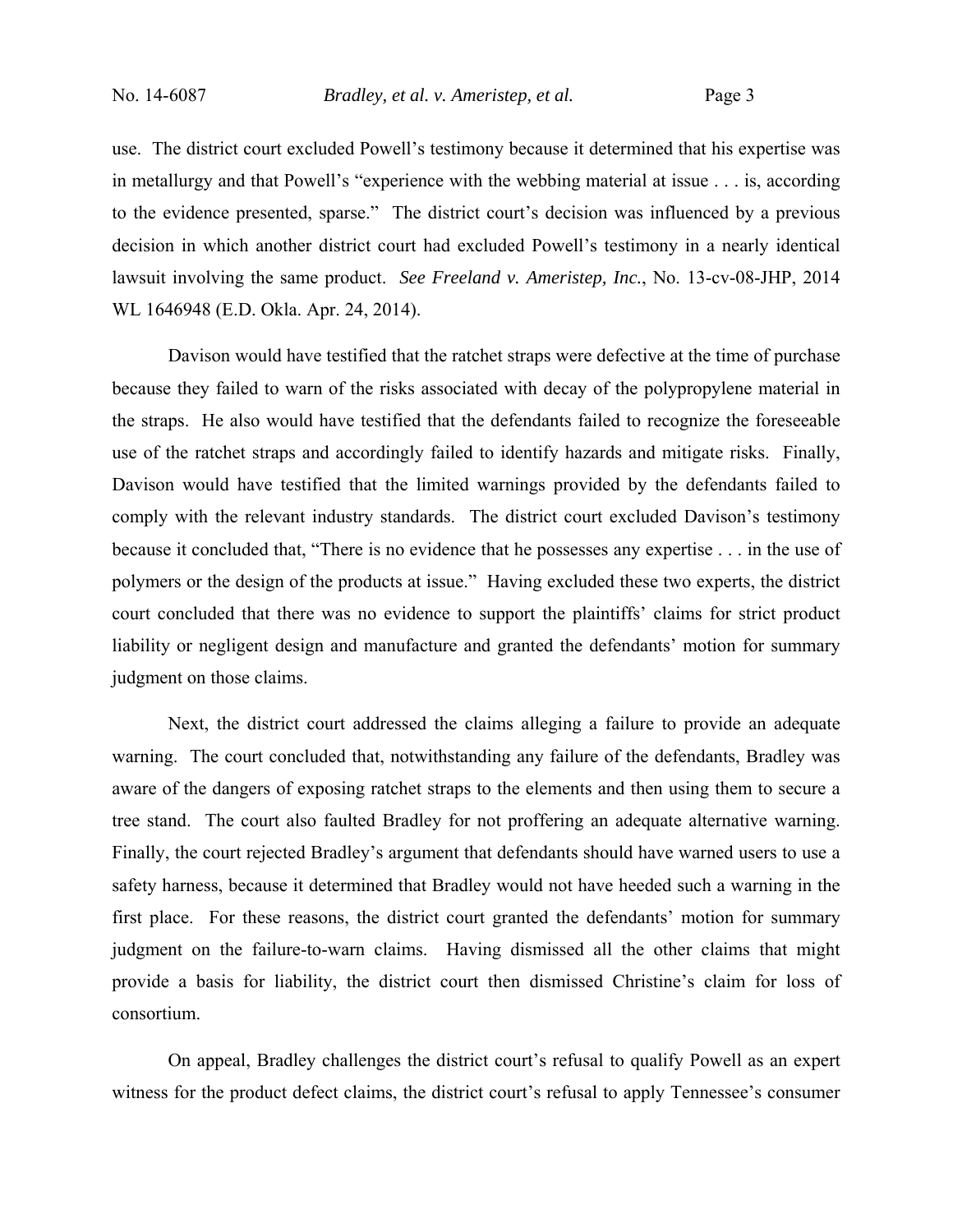use. The district court excluded Powell's testimony because it determined that his expertise was in metallurgy and that Powell's "experience with the webbing material at issue . . . is, according to the evidence presented, sparse." The district court's decision was influenced by a previous decision in which another district court had excluded Powell's testimony in a nearly identical lawsuit involving the same product. *See Freeland v. Ameristep, Inc.*, No. 13-cv-08-JHP, 2014 WL 1646948 (E.D. Okla. Apr. 24, 2014).

Davison would have testified that the ratchet straps were defective at the time of purchase because they failed to warn of the risks associated with decay of the polypropylene material in the straps. He also would have testified that the defendants failed to recognize the foreseeable use of the ratchet straps and accordingly failed to identify hazards and mitigate risks. Finally, Davison would have testified that the limited warnings provided by the defendants failed to comply with the relevant industry standards. The district court excluded Davison's testimony because it concluded that, "There is no evidence that he possesses any expertise . . . in the use of polymers or the design of the products at issue." Having excluded these two experts, the district court concluded that there was no evidence to support the plaintiffs' claims for strict product liability or negligent design and manufacture and granted the defendants' motion for summary judgment on those claims.

Next, the district court addressed the claims alleging a failure to provide an adequate warning. The court concluded that, notwithstanding any failure of the defendants, Bradley was aware of the dangers of exposing ratchet straps to the elements and then using them to secure a tree stand. The court also faulted Bradley for not proffering an adequate alternative warning. Finally, the court rejected Bradley's argument that defendants should have warned users to use a safety harness, because it determined that Bradley would not have heeded such a warning in the first place. For these reasons, the district court granted the defendants' motion for summary judgment on the failure-to-warn claims. Having dismissed all the other claims that might provide a basis for liability, the district court then dismissed Christine's claim for loss of consortium.

On appeal, Bradley challenges the district court's refusal to qualify Powell as an expert witness for the product defect claims, the district court's refusal to apply Tennessee's consumer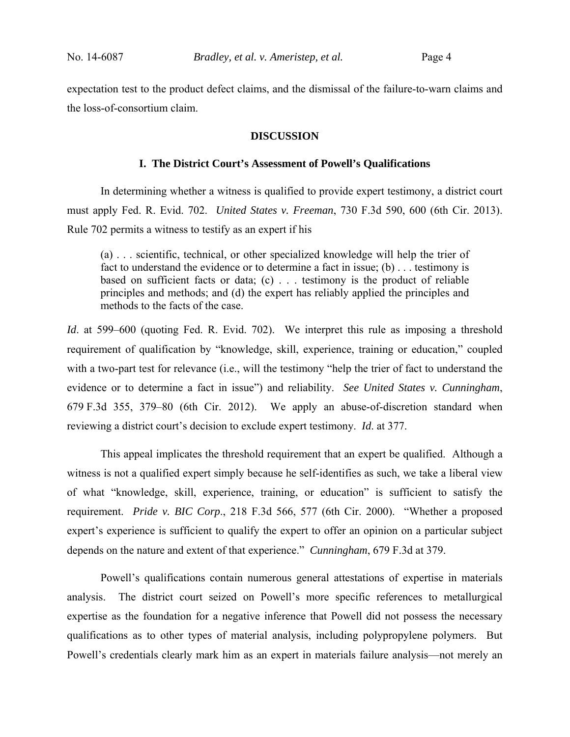expectation test to the product defect claims, and the dismissal of the failure-to-warn claims and the loss-of-consortium claim.

**DISCUSSION**

**I. The District Court's Assessment of Powell's Qualifications**

In determining whether a witness is qualified to provide expert testimony, a district court must apply Fed. R. Evid. 702. *United States v. Freeman*, 730 F.3d 590, 600 (6th Cir. 2013). Rule 702 permits a witness to testify as an expert if his

> (a) . . . scientific, technical, or other specialized knowledge will help the trier of fact to understand the evidence or to determine a fact in issue; (b) . . . testimony is based on sufficient facts or data; (c) . . . testimony is the product of reliable principles and methods; and (d) the expert has reliably applied the principles and methods to the facts of the case.

*Id*. at 599–600 (quoting Fed. R. Evid. 702). We interpret this rule as imposing a threshold requirement of qualification by "knowledge, skill, experience, training or education," coupled with a two-part test for relevance (i.e., will the testimony "help the trier of fact to understand the evidence or to determine a fact in issue") and reliability. *See United States v. Cunningham*, 679 F.3d 355, 379–80 (6th Cir. 2012). We apply an abuse-of-discretion standard when reviewing a district court's decision to exclude expert testimony. *Id*. at 377.

This appeal implicates the threshold requirement that an expert be qualified. Although a witness is not a qualified expert simply because he self-identifies as such, we take a liberal view of what "knowledge, skill, experience, training, or education" is sufficient to satisfy the requirement. *Pride v. BIC Corp*., 218 F.3d 566, 577 (6th Cir. 2000). "Whether a proposed expert's experience is sufficient to qualify the expert to offer an opinion on a particular subject depends on the nature and extent of that experience." *Cunningham*, 679 F.3d at 379.

Powell's qualifications contain numerous general attestations of expertise in materials analysis. The district court seized on Powell's more specific references to metallurgical expertise as the foundation for a negative inference that Powell did not possess the necessary qualifications as to other types of material analysis, including polypropylene polymers. But Powell's credentials clearly mark him as an expert in materials failure analysis—not merely an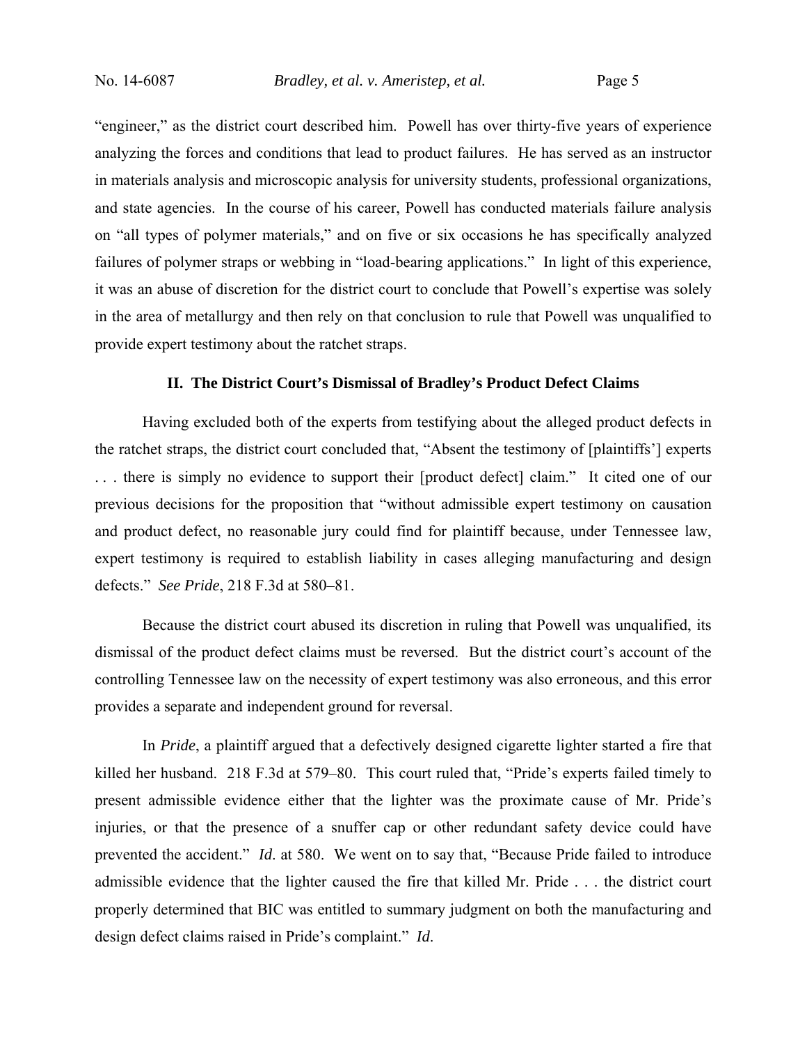"engineer," as the district court described him. Powell has over thirty-five years of experience analyzing the forces and conditions that lead to product failures. He has served as an instructor in materials analysis and microscopic analysis for university students, professional organizations, and state agencies. In the course of his career, Powell has conducted materials failure analysis on "all types of polymer materials," and on five or six occasions he has specifically analyzed failures of polymer straps or webbing in "load-bearing applications." In light of this experience, it was an abuse of discretion for the district court to conclude that Powell's expertise was solely in the area of metallurgy and then rely on that conclusion to rule that Powell was unqualified to provide expert testimony about the ratchet straps.

## II. The District Court's Dismissal of Bradley's Product Defect Claims

Having excluded both of the experts from testifying about the alleged product defects in the ratchet straps, the district court concluded that, "Absent the testimony of [plaintiffs'] experts . . . there is simply no evidence to support their [product defect] claim." It cited one of our previous decisions for the proposition that "without admissible expert testimony on causation and product defect, no reasonable jury could find for plaintiff because, under Tennessee law, expert testimony is required to establish liability in cases alleging manufacturing and design defects." *See Pride*, 218 F.3d at 580–81.

Because the district court abused its discretion in ruling that Powell was unqualified, its dismissal of the product defect claims must be reversed. But the district court's account of the controlling Tennessee law on the necessity of expert testimony was also erroneous, and this error provides a separate and independent ground for reversal.

In *Pride*, a plaintiff argued that a defectively designed cigarette lighter started a fire that killed her husband. 218 F.3d at 579–80. This court ruled that, "Pride's experts failed timely to present admissible evidence either that the lighter was the proximate cause of Mr. Pride's injuries, or that the presence of a snuffer cap or other redundant safety device could have prevented the accident." *Id*. at 580. We went on to say that, "Because Pride failed to introduce admissible evidence that the lighter caused the fire that killed Mr. Pride . . . the district court properly determined that BIC was entitled to summary judgment on both the manufacturing and design defect claims raised in Pride's complaint." *Id*.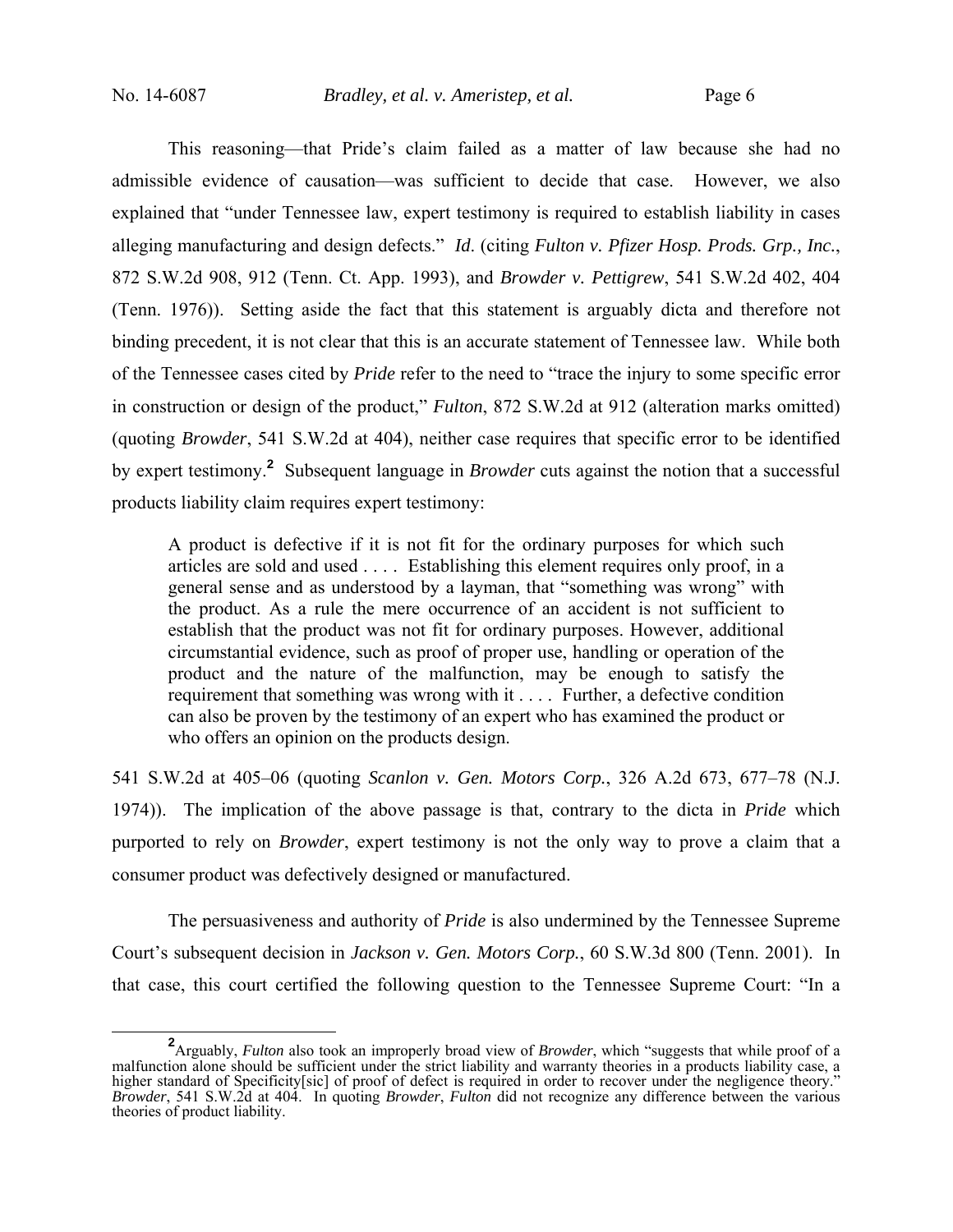This reasoning—that Pride's claim failed as a matter of law because she had no admissible evidence of causation—was sufficient to decide that case. However, we also explained that "under Tennessee law, expert testimony is required to establish liability in cases alleging manufacturing and design defects." *Id*. (citing *Fulton v. Pfizer Hosp. Prods. Grp., Inc.*, 872 S.W.2d 908, 912 (Tenn. Ct. App. 1993), and *Browder v. Pettigrew*, 541 S.W.2d 402, 404 (Tenn. 1976)). Setting aside the fact that this statement is arguably dicta and therefore not binding precedent, it is not clear that this is an accurate statement of Tennessee law. While both of the Tennessee cases cited by *Pride* refer to the need to "trace the injury to some specific error in construction or design of the product," *Fulton*, 872 S.W.2d at 912 (alteration marks omitted) (quoting *Browder*, 541 S.W.2d at 404), neither case requires that specific error to be identified by expert testimony.[2] Subsequent language in *Browder* cuts against the notion that a successful products liability claim requires expert testimony:

> A product is defective if it is not fit for the ordinary purposes for which such articles are sold and used . . . . Establishing this element requires only proof, in a general sense and as understood by a layman, that "something was wrong" with the product. As a rule the mere occurrence of an accident is not sufficient to establish that the product was not fit for ordinary purposes. However, additional circumstantial evidence, such as proof of proper use, handling or operation of the product and the nature of the malfunction, may be enough to satisfy the requirement that something was wrong with it . . . . Further, a defective condition can also be proven by the testimony of an expert who has examined the product or who offers an opinion on the products design.

541 S.W.2d at 405–06 (quoting *Scanlon v. Gen. Motors Corp.*, 326 A.2d 673, 677–78 (N.J. 1974)). The implication of the above passage is that, contrary to the dicta in *Pride* which purported to rely on *Browder*, expert testimony is not the only way to prove a claim that a consumer product was defectively designed or manufactured.

The persuasiveness and authority of *Pride* is also undermined by the Tennessee Supreme Court's subsequent decision in *Jackson v. Gen. Motors Corp.*, 60 S.W.3d 800 (Tenn. 2001). In that case, this court certified the following question to the Tennessee Supreme Court: "In a

---

[2] Arguably, *Fulton* also took an improperly broad view of *Browder*, which "suggests that while proof of a malfunction alone should be sufficient under the strict liability and warranty theories in a products liability case, a higher standard of Specificity[sic] of proof of defect is required in order to recover under the negligence theory." *Browder*, 541 S.W.2d at 404. In quoting *Browder*, *Fulton* did not recognize any difference between the various theories of product liability.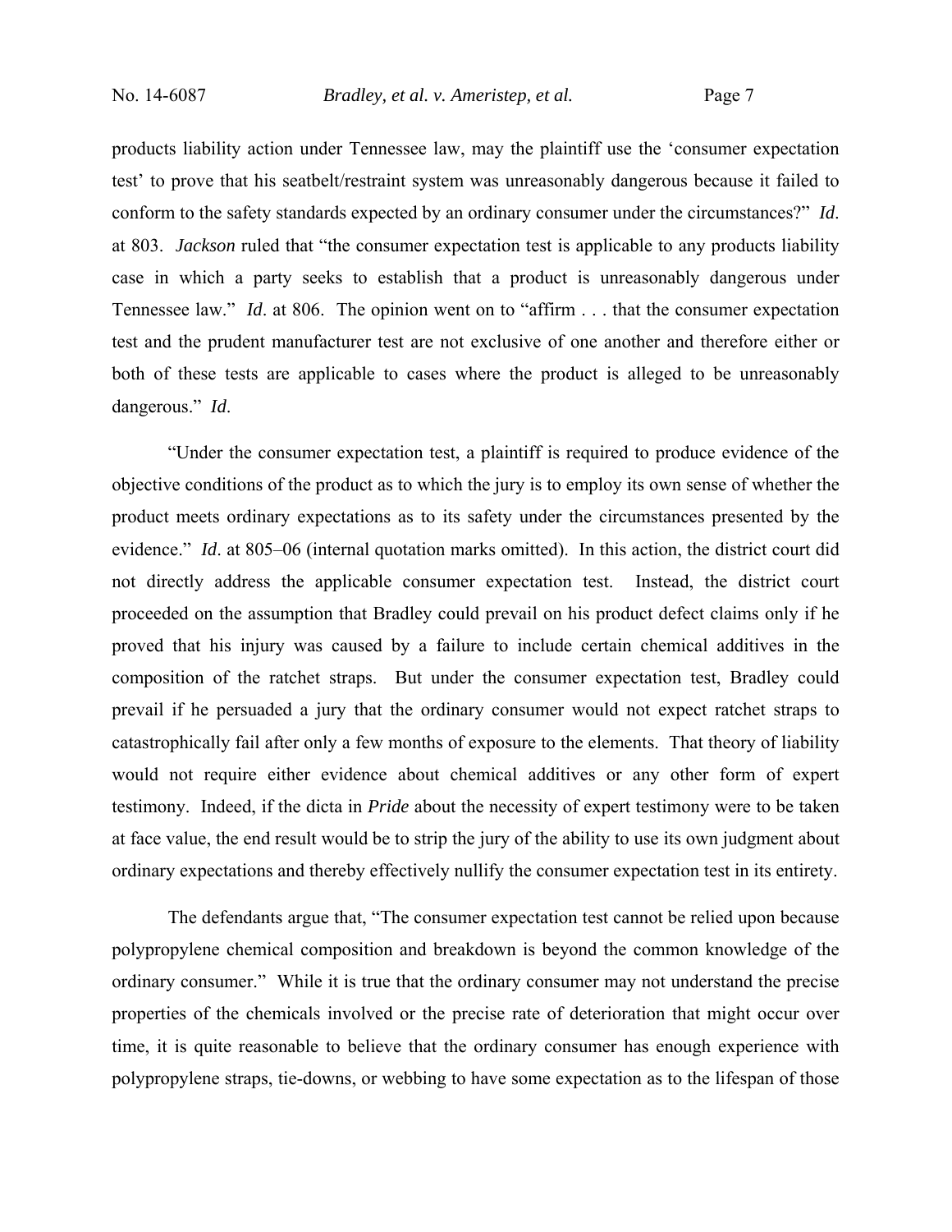products liability action under Tennessee law, may the plaintiff use the 'consumer expectation test' to prove that his seatbelt/restraint system was unreasonably dangerous because it failed to conform to the safety standards expected by an ordinary consumer under the circumstances?" *Id*. at 803. *Jackson* ruled that "the consumer expectation test is applicable to any products liability case in which a party seeks to establish that a product is unreasonably dangerous under Tennessee law." *Id*. at 806. The opinion went on to "affirm . . . that the consumer expectation test and the prudent manufacturer test are not exclusive of one another and therefore either or both of these tests are applicable to cases where the product is alleged to be unreasonably dangerous." *Id*.

"Under the consumer expectation test, a plaintiff is required to produce evidence of the objective conditions of the product as to which the jury is to employ its own sense of whether the product meets ordinary expectations as to its safety under the circumstances presented by the evidence." *Id*. at 805–06 (internal quotation marks omitted). In this action, the district court did not directly address the applicable consumer expectation test. Instead, the district court proceeded on the assumption that Bradley could prevail on his product defect claims only if he proved that his injury was caused by a failure to include certain chemical additives in the composition of the ratchet straps. But under the consumer expectation test, Bradley could prevail if he persuaded a jury that the ordinary consumer would not expect ratchet straps to catastrophically fail after only a few months of exposure to the elements. That theory of liability would not require either evidence about chemical additives or any other form of expert testimony. Indeed, if the dicta in *Pride* about the necessity of expert testimony were to be taken at face value, the end result would be to strip the jury of the ability to use its own judgment about ordinary expectations and thereby effectively nullify the consumer expectation test in its entirety.

The defendants argue that, "The consumer expectation test cannot be relied upon because polypropylene chemical composition and breakdown is beyond the common knowledge of the ordinary consumer." While it is true that the ordinary consumer may not understand the precise properties of the chemicals involved or the precise rate of deterioration that might occur over time, it is quite reasonable to believe that the ordinary consumer has enough experience with polypropylene straps, tie-downs, or webbing to have some expectation as to the lifespan of those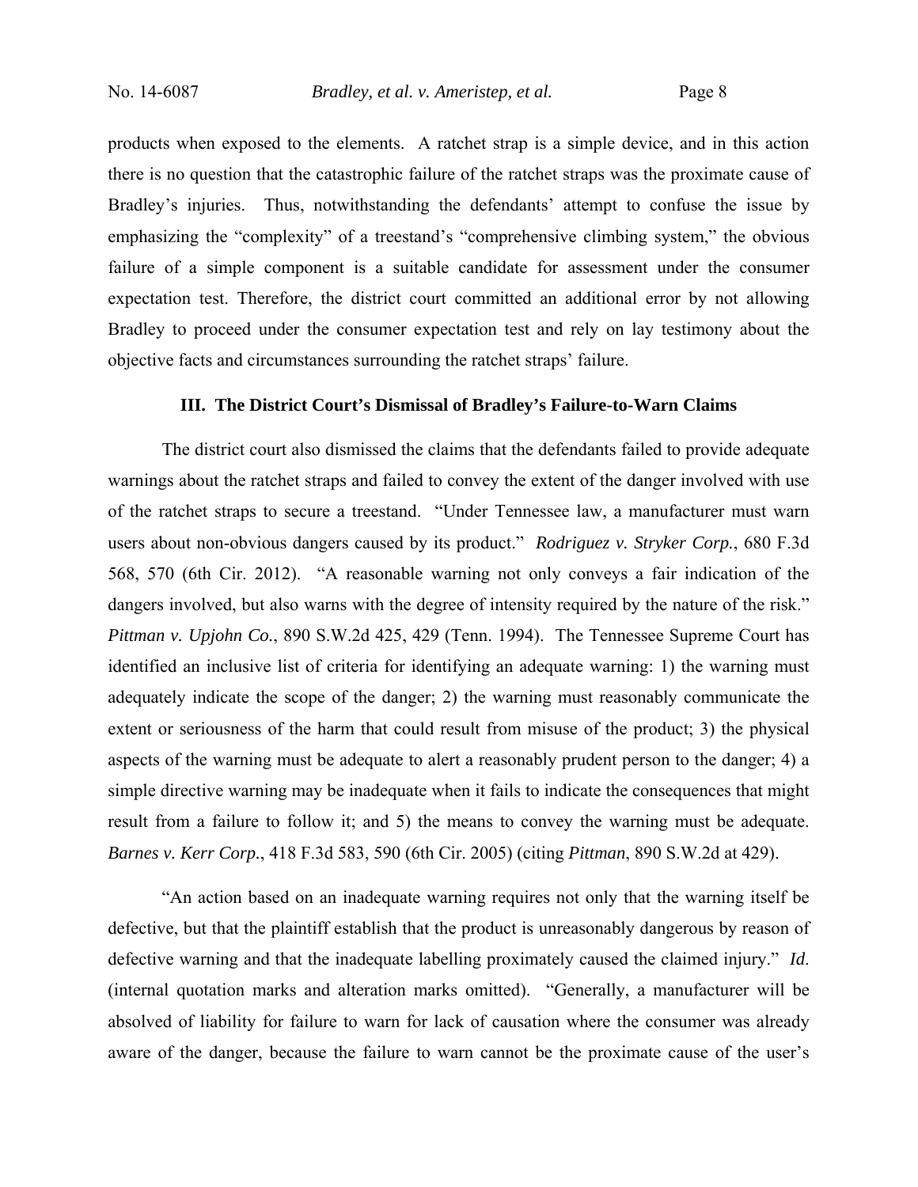products when exposed to the elements. A ratchet strap is a simple device, and in this action there is no question that the catastrophic failure of the ratchet straps was the proximate cause of Bradley's injuries. Thus, notwithstanding the defendants' attempt to confuse the issue by emphasizing the "complexity" of a treestand's "comprehensive climbing system," the obvious failure of a simple component is a suitable candidate for assessment under the consumer expectation test. Therefore, the district court committed an additional error by not allowing Bradley to proceed under the consumer expectation test and rely on lay testimony about the objective facts and circumstances surrounding the ratchet straps' failure.

## III. The District Court's Dismissal of Bradley's Failure-to-Warn Claims

The district court also dismissed the claims that the defendants failed to provide adequate warnings about the ratchet straps and failed to convey the extent of the danger involved with use of the ratchet straps to secure a treestand. "Under Tennessee law, a manufacturer must warn users about non-obvious dangers caused by its product." *Rodriguez v. Stryker Corp.*, 680 F.3d 568, 570 (6th Cir. 2012). "A reasonable warning not only conveys a fair indication of the dangers involved, but also warns with the degree of intensity required by the nature of the risk." *Pittman v. Upjohn Co.*, 890 S.W.2d 425, 429 (Tenn. 1994). The Tennessee Supreme Court has identified an inclusive list of criteria for identifying an adequate warning: 1) the warning must adequately indicate the scope of the danger; 2) the warning must reasonably communicate the extent or seriousness of the harm that could result from misuse of the product; 3) the physical aspects of the warning must be adequate to alert a reasonably prudent person to the danger; 4) a simple directive warning may be inadequate when it fails to indicate the consequences that might result from a failure to follow it; and 5) the means to convey the warning must be adequate. *Barnes v. Kerr Corp.*, 418 F.3d 583, 590 (6th Cir. 2005) (citing *Pittman*, 890 S.W.2d at 429).

"An action based on an inadequate warning requires not only that the warning itself be defective, but that the plaintiff establish that the product is unreasonably dangerous by reason of defective warning and that the inadequate labelling proximately caused the claimed injury." *Id*. (internal quotation marks and alteration marks omitted). "Generally, a manufacturer will be absolved of liability for failure to warn for lack of causation where the consumer was already aware of the danger, because the failure to warn cannot be the proximate cause of the user's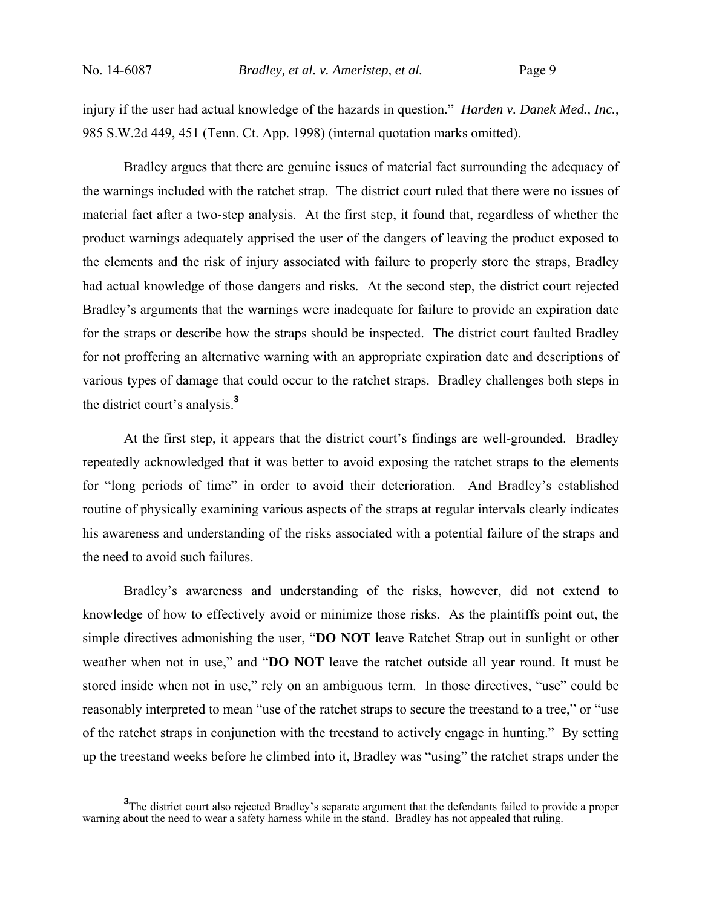injury if the user had actual knowledge of the hazards in question." *Harden v. Danek Med., Inc.*, 985 S.W.2d 449, 451 (Tenn. Ct. App. 1998) (internal quotation marks omitted).

Bradley argues that there are genuine issues of material fact surrounding the adequacy of the warnings included with the ratchet strap. The district court ruled that there were no issues of material fact after a two-step analysis. At the first step, it found that, regardless of whether the product warnings adequately apprised the user of the dangers of leaving the product exposed to the elements and the risk of injury associated with failure to properly store the straps, Bradley had actual knowledge of those dangers and risks. At the second step, the district court rejected Bradley's arguments that the warnings were inadequate for failure to provide an expiration date for the straps or describe how the straps should be inspected. The district court faulted Bradley for not proffering an alternative warning with an appropriate expiration date and descriptions of various types of damage that could occur to the ratchet straps. Bradley challenges both steps in the district court's analysis.[3]

At the first step, it appears that the district court's findings are well-grounded. Bradley repeatedly acknowledged that it was better to avoid exposing the ratchet straps to the elements for "long periods of time" in order to avoid their deterioration. And Bradley's established routine of physically examining various aspects of the straps at regular intervals clearly indicates his awareness and understanding of the risks associated with a potential failure of the straps and the need to avoid such failures.

Bradley's awareness and understanding of the risks, however, did not extend to knowledge of how to effectively avoid or minimize those risks. As the plaintiffs point out, the simple directives admonishing the user, "**DO NOT** leave Ratchet Strap out in sunlight or other weather when not in use," and "**DO NOT** leave the ratchet outside all year round. It must be stored inside when not in use," rely on an ambiguous term. In those directives, "use" could be reasonably interpreted to mean "use of the ratchet straps to secure the treestand to a tree," or "use of the ratchet straps in conjunction with the treestand to actively engage in hunting." By setting up the treestand weeks before he climbed into it, Bradley was "using" the ratchet straps under the

[3] The district court also rejected Bradley's separate argument that the defendants failed to provide a proper warning about the need to wear a safety harness while in the stand. Bradley has not appealed that ruling.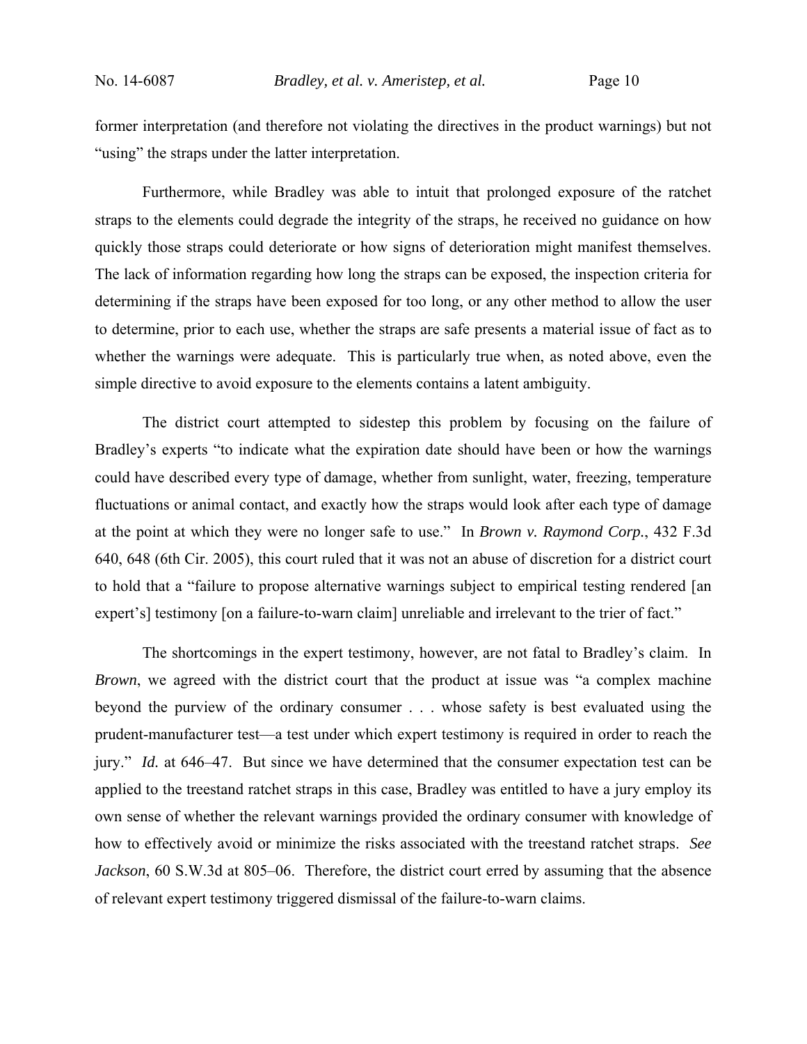former interpretation (and therefore not violating the directives in the product warnings) but not "using" the straps under the latter interpretation.

Furthermore, while Bradley was able to intuit that prolonged exposure of the ratchet straps to the elements could degrade the integrity of the straps, he received no guidance on how quickly those straps could deteriorate or how signs of deterioration might manifest themselves. The lack of information regarding how long the straps can be exposed, the inspection criteria for determining if the straps have been exposed for too long, or any other method to allow the user to determine, prior to each use, whether the straps are safe presents a material issue of fact as to whether the warnings were adequate. This is particularly true when, as noted above, even the simple directive to avoid exposure to the elements contains a latent ambiguity.

The district court attempted to sidestep this problem by focusing on the failure of Bradley's experts "to indicate what the expiration date should have been or how the warnings could have described every type of damage, whether from sunlight, water, freezing, temperature fluctuations or animal contact, and exactly how the straps would look after each type of damage at the point at which they were no longer safe to use." In *Brown v. Raymond Corp.*, 432 F.3d 640, 648 (6th Cir. 2005), this court ruled that it was not an abuse of discretion for a district court to hold that a "failure to propose alternative warnings subject to empirical testing rendered [an expert's] testimony [on a failure-to-warn claim] unreliable and irrelevant to the trier of fact."

The shortcomings in the expert testimony, however, are not fatal to Bradley's claim. In *Brown*, we agreed with the district court that the product at issue was "a complex machine beyond the purview of the ordinary consumer . . . whose safety is best evaluated using the prudent-manufacturer test—a test under which expert testimony is required in order to reach the jury." *Id.* at 646–47. But since we have determined that the consumer expectation test can be applied to the treestand ratchet straps in this case, Bradley was entitled to have a jury employ its own sense of whether the relevant warnings provided the ordinary consumer with knowledge of how to effectively avoid or minimize the risks associated with the treestand ratchet straps. *See Jackson*, 60 S.W.3d at 805–06. Therefore, the district court erred by assuming that the absence of relevant expert testimony triggered dismissal of the failure-to-warn claims.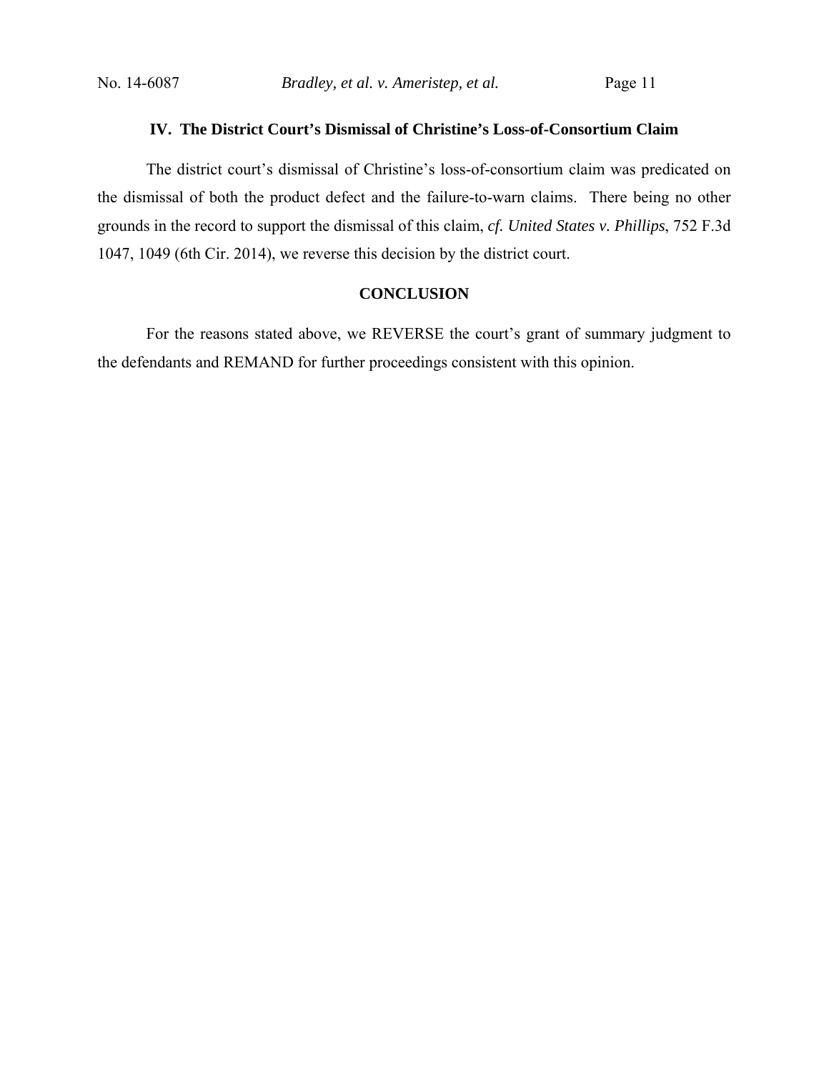## IV. The District Court's Dismissal of Christine's Loss-of-Consortium Claim

The district court's dismissal of Christine's loss-of-consortium claim was predicated on the dismissal of both the product defect and the failure-to-warn claims. There being no other grounds in the record to support the dismissal of this claim, *cf. United States v. Phillips*, 752 F.3d 1047, 1049 (6th Cir. 2014), we reverse this decision by the district court.

## CONCLUSION

For the reasons stated above, we REVERSE the court's grant of summary judgment to the defendants and REMAND for further proceedings consistent with this opinion.